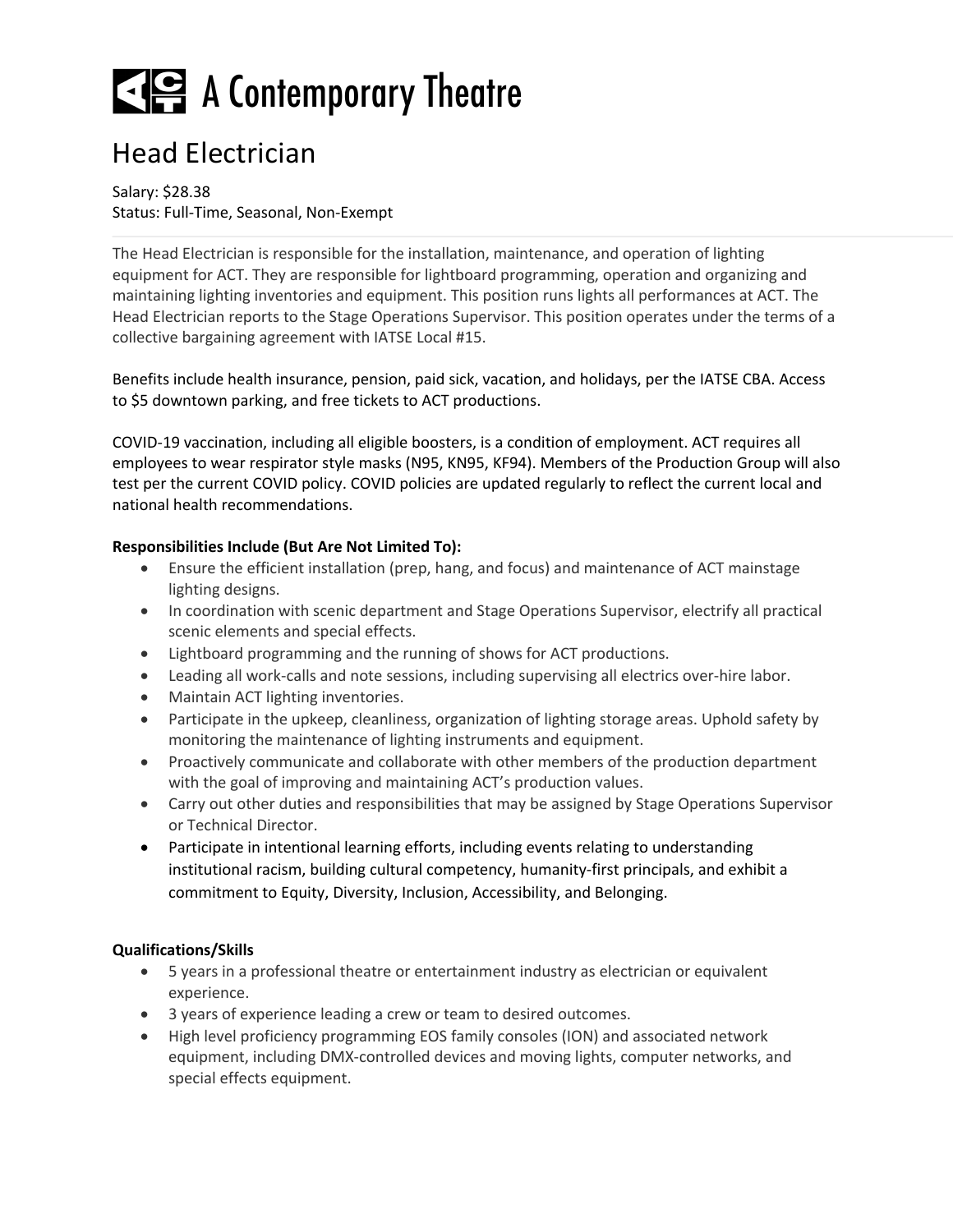# A Contemporary Theatre

## Head Electrician

Salary: $28.38
Status: Full-Time, Seasonal, Non-Exempt

The Head Electrician is responsible for the installation, maintenance, and operation of lighting equipment for ACT. They are responsible for lightboard programming, operation and organizing and maintaining lighting inventories and equipment. This position runs lights all performances at ACT. The Head Electrician reports to the Stage Operations Supervisor. This position operates under the terms of a collective bargaining agreement with IATSE Local #15.

Benefits include health insurance, pension, paid sick, vacation, and holidays, per the IATSE CBA. Access to $5 downtown parking, and free tickets to ACT productions.

COVID-19 vaccination, including all eligible boosters, is a condition of employment. ACT requires all employees to wear respirator style masks (N95, KN95, KF94). Members of the Production Group will also test per the current COVID policy. COVID policies are updated regularly to reflect the current local and national health recommendations.

**Responsibilities Include (But Are Not Limited To):**

- Ensure the efficient installation (prep, hang, and focus) and maintenance of ACT mainstage lighting designs.
- In coordination with scenic department and Stage Operations Supervisor, electrify all practical scenic elements and special effects.
- Lightboard programming and the running of shows for ACT productions.
- Leading all work-calls and note sessions, including supervising all electrics over-hire labor.
- Maintain ACT lighting inventories.
- Participate in the upkeep, cleanliness, organization of lighting storage areas. Uphold safety by monitoring the maintenance of lighting instruments and equipment.
- Proactively communicate and collaborate with other members of the production department with the goal of improving and maintaining ACT's production values.
- Carry out other duties and responsibilities that may be assigned by Stage Operations Supervisor or Technical Director.
- Participate in intentional learning efforts, including events relating to understanding institutional racism, building cultural competency, humanity-first principals, and exhibit a commitment to Equity, Diversity, Inclusion, Accessibility, and Belonging.

**Qualifications/Skills**

- 5 years in a professional theatre or entertainment industry as electrician or equivalent experience.
- 3 years of experience leading a crew or team to desired outcomes.
- High level proficiency programming EOS family consoles (ION) and associated network equipment, including DMX-controlled devices and moving lights, computer networks, and special effects equipment.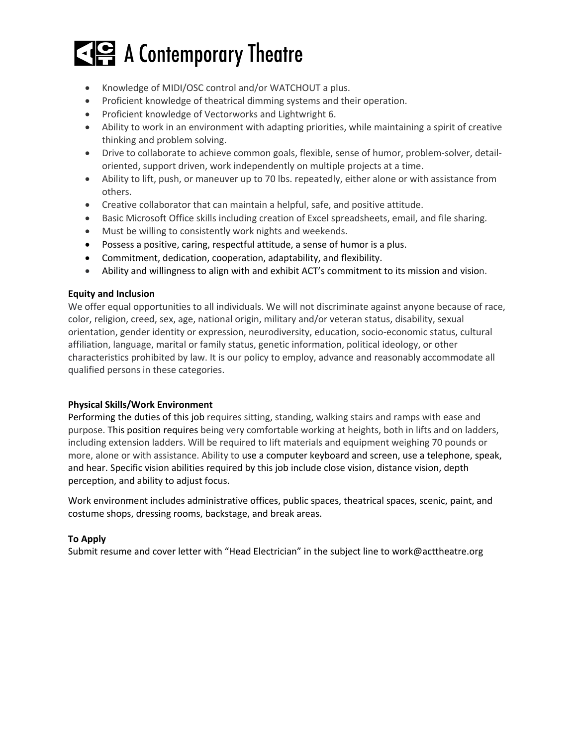- Knowledge of MIDI/OSC control and/or WATCHOUT a plus.
- Proficient knowledge of theatrical dimming systems and their operation.
- Proficient knowledge of Vectorworks and Lightwright 6.
- Ability to work in an environment with adapting priorities, while maintaining a spirit of creative thinking and problem solving.
- Drive to collaborate to achieve common goals, flexible, sense of humor, problem-solver, detail-oriented, support driven, work independently on multiple projects at a time.
- Ability to lift, push, or maneuver up to 70 lbs. repeatedly, either alone or with assistance from others.
- Creative collaborator that can maintain a helpful, safe, and positive attitude.
- Basic Microsoft Office skills including creation of Excel spreadsheets, email, and file sharing.
- Must be willing to consistently work nights and weekends.
- Possess a positive, caring, respectful attitude, a sense of humor is a plus.
- Commitment, dedication, cooperation, adaptability, and flexibility.
- Ability and willingness to align with and exhibit ACT's commitment to its mission and vision.

**Equity and Inclusion**

We offer equal opportunities to all individuals. We will not discriminate against anyone because of race, color, religion, creed, sex, age, national origin, military and/or veteran status, disability, sexual orientation, gender identity or expression, neurodiversity, education, socio-economic status, cultural affiliation, language, marital or family status, genetic information, political ideology, or other characteristics prohibited by law. It is our policy to employ, advance and reasonably accommodate all qualified persons in these categories.

**Physical Skills/Work Environment**

Performing the duties of this job requires sitting, standing, walking stairs and ramps with ease and purpose. This position requires being very comfortable working at heights, both in lifts and on ladders, including extension ladders. Will be required to lift materials and equipment weighing 70 pounds or more, alone or with assistance. Ability to use a computer keyboard and screen, use a telephone, speak, and hear. Specific vision abilities required by this job include close vision, distance vision, depth perception, and ability to adjust focus.

Work environment includes administrative offices, public spaces, theatrical spaces, scenic, paint, and costume shops, dressing rooms, backstage, and break areas.

**To Apply**

Submit resume and cover letter with "Head Electrician" in the subject line to work@acttheatre.org